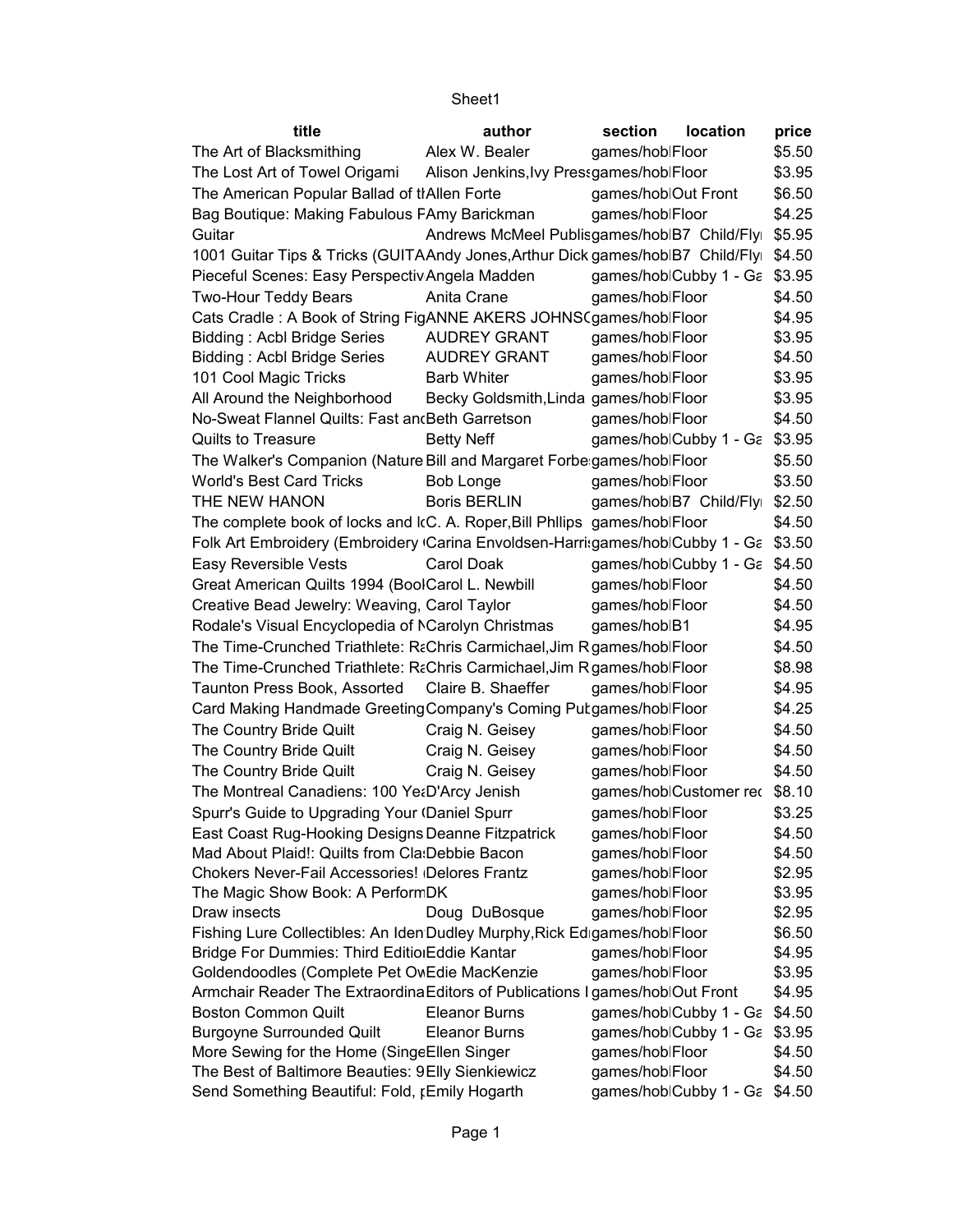Sheet1

| title | author | section | location | price |
|---|---|---|---|---|
| The Art of Blacksmithing | Alex W. Bealer | games/hob | Floor | $5.50 |
| The Lost Art of Towel Origami | Alison Jenkins,Ivy Press | games/hob | Floor | $3.95 |
| The American Popular Ballad of th | Allen Forte | games/hob | Out Front | $6.50 |
| Bag Boutique: Making Fabulous F | Amy Barickman | games/hob | Floor | $4.25 |
| Guitar | Andrews McMeel Publis | games/hob | B7 Child/Fly | $5.95 |
| 1001 Guitar Tips & Tricks (GUITA | Andy Jones,Arthur Dick | games/hob | B7 Child/Fly | $4.50 |
| Pieceful Scenes: Easy Perspectiv | Angela Madden | games/hob | Cubby 1 - Ga | $3.95 |
| Two-Hour Teddy Bears | Anita Crane | games/hob | Floor | $4.50 |
| Cats Cradle : A Book of String Fig | ANNE AKERS JOHNS( | games/hob | Floor | $4.95 |
| Bidding : Acbl Bridge Series | AUDREY GRANT | games/hob | Floor | $3.95 |
| Bidding : Acbl Bridge Series | AUDREY GRANT | games/hob | Floor | $4.50 |
| 101 Cool Magic Tricks | Barb Whiter | games/hob | Floor | $3.95 |
| All Around the Neighborhood | Becky Goldsmith,Linda | games/hob | Floor | $3.95 |
| No-Sweat Flannel Quilts: Fast and | Beth Garretson | games/hob | Floor | $4.50 |
| Quilts to Treasure | Betty Neff | games/hob | Cubby 1 - Ga | $3.95 |
| The Walker's Companion (Nature | Bill and Margaret Forbe | games/hob | Floor | $5.50 |
| World's Best Card Tricks | Bob Longe | games/hob | Floor | $3.50 |
| THE NEW HANON | Boris BERLIN | games/hob | B7 Child/Fly | $2.50 |
| The complete book of locks and l | C. A. Roper,Bill Phllips | games/hob | Floor | $4.50 |
| Folk Art Embroidery (Embroidery | Carina Envoldsen-Harri | games/hob | Cubby 1 - Ga | $3.50 |
| Easy Reversible Vests | Carol Doak | games/hob | Cubby 1 - Ga | $4.50 |
| Great American Quilts 1994 (Boo | Carol L. Newbill | games/hob | Floor | $4.50 |
| Creative Bead Jewelry: Weaving, | Carol Taylor | games/hob | Floor | $4.50 |
| Rodale's Visual Encyclopedia of N | Carolyn Christmas | games/hob | B1 | $4.95 |
| The Time-Crunched Triathlete: Ra | Chris Carmichael,Jim R | games/hob | Floor | $4.50 |
| The Time-Crunched Triathlete: Ra | Chris Carmichael,Jim R | games/hob | Floor | $8.98 |
| Taunton Press Book, Assorted | Claire B. Shaeffer | games/hob | Floor | $4.95 |
| Card Making Handmade Greeting | Company's Coming Pub | games/hob | Floor | $4.25 |
| The Country Bride Quilt | Craig N. Geisey | games/hob | Floor | $4.50 |
| The Country Bride Quilt | Craig N. Geisey | games/hob | Floor | $4.50 |
| The Country Bride Quilt | Craig N. Geisey | games/hob | Floor | $4.50 |
| The Montreal Canadiens: 100 Yea | D'Arcy Jenish | games/hob | Customer rec | $8.10 |
| Spurr's Guide to Upgrading Your ( | Daniel Spurr | games/hob | Floor | $3.25 |
| East Coast Rug-Hooking Designs | Deanne Fitzpatrick | games/hob | Floor | $4.50 |
| Mad About Plaid!: Quilts from Cla | Debbie Bacon | games/hob | Floor | $4.50 |
| Chokers Never-Fail Accessories! | Delores Frantz | games/hob | Floor | $2.95 |
| The Magic Show Book: A Perform | DK | games/hob | Floor | $3.95 |
| Draw insects | Doug DuBosque | games/hob | Floor | $2.95 |
| Fishing Lure Collectibles: An Iden | Dudley Murphy,Rick Ed | games/hob | Floor | $6.50 |
| Bridge For Dummies: Third Editio | Eddie Kantar | games/hob | Floor | $4.95 |
| Goldendoodles (Complete Pet Ow | Edie MacKenzie | games/hob | Floor | $3.95 |
| Armchair Reader The Extraordina | Editors of Publications I | games/hob | Out Front | $4.95 |
| Boston Common Quilt | Eleanor Burns | games/hob | Cubby 1 - Ga | $4.50 |
| Burgoyne Surrounded Quilt | Eleanor Burns | games/hob | Cubby 1 - Ga | $3.95 |
| More Sewing for the Home (Singe | Ellen Singer | games/hob | Floor | $4.50 |
| The Best of Baltimore Beauties: 9 | Elly Sienkiewicz | games/hob | Floor | $4.50 |
| Send Something Beautiful: Fold, p | Emily Hogarth | games/hob | Cubby 1 - Ga | $4.50 |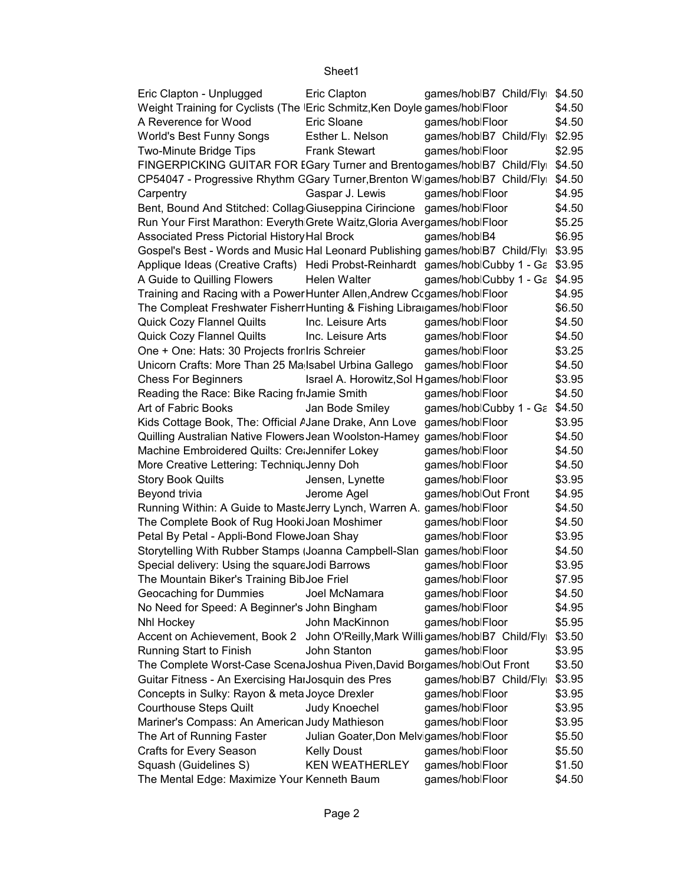| | | | | |
|---|---|---|---|---|
| Eric Clapton - Unplugged | Eric Clapton | games/hob | B7 Child/Fly | $4.50 |
| Weight Training for Cyclists (The | Eric Schmitz,Ken Doyle | games/hob | Floor | $4.50 |
| A Reverence for Wood | Eric Sloane | games/hob | Floor | $4.50 |
| World's Best Funny Songs | Esther L. Nelson | games/hob | B7 Child/Fly | $2.95 |
| Two-Minute Bridge Tips | Frank Stewart | games/hob | Floor | $2.95 |
| FINGERPICKING GUITAR FOR E | Gary Turner and Brento | games/hob | B7 Child/Fly | $4.50 |
| CP54047 - Progressive Rhythm G | Gary Turner,Brenton W | games/hob | B7 Child/Fly | $4.50 |
| Carpentry | Gaspar J. Lewis | games/hob | Floor | $4.95 |
| Bent, Bound And Stitched: Collag | Giuseppina Cirincione | games/hob | Floor | $4.50 |
| Run Your First Marathon: Everyth | Grete Waitz,Gloria Aver | games/hob | Floor | $5.25 |
| Associated Press Pictorial History | Hal Brock | games/hob | B4 | $6.95 |
| Gospel's Best - Words and Music | Hal Leonard Publishing | games/hob | B7 Child/Fly | $3.95 |
| Applique Ideas (Creative Crafts) | Hedi Probst-Reinhardt | games/hob | Cubby 1 - Ga | $3.95 |
| A Guide to Quilling Flowers | Helen Walter | games/hob | Cubby 1 - Ga | $4.95 |
| Training and Racing with a Power | Hunter Allen,Andrew Co | games/hob | Floor | $4.95 |
| The Compleat Freshwater Fisherm | Hunting & Fishing Libra | games/hob | Floor | $6.50 |
| Quick Cozy Flannel Quilts | Inc. Leisure Arts | games/hob | Floor | $4.50 |
| Quick Cozy Flannel Quilts | Inc. Leisure Arts | games/hob | Floor | $4.50 |
| One + One: Hats: 30 Projects fron | Iris Schreier | games/hob | Floor | $3.25 |
| Unicorn Crafts: More Than 25 Ma | Isabel Urbina Gallego | games/hob | Floor | $4.50 |
| Chess For Beginners | Israel A. Horowitz,Sol H | games/hob | Floor | $3.95 |
| Reading the Race: Bike Racing fr | Jamie Smith | games/hob | Floor | $4.50 |
| Art of Fabric Books | Jan Bode Smiley | games/hob | Cubby 1 - Ga | $4.50 |
| Kids Cottage Book, The: Official A | Jane Drake, Ann Love | games/hob | Floor | $3.95 |
| Quilling Australian Native Flowers | Jean Woolston-Hamey | games/hob | Floor | $4.50 |
| Machine Embroidered Quilts: Cre | Jennifer Lokey | games/hob | Floor | $4.50 |
| More Creative Lettering: Techniqu | Jenny Doh | games/hob | Floor | $4.50 |
| Story Book Quilts | Jensen, Lynette | games/hob | Floor | $3.95 |
| Beyond trivia | Jerome Agel | games/hob | Out Front | $4.95 |
| Running Within: A Guide to Maste | Jerry Lynch, Warren A. | games/hob | Floor | $4.50 |
| The Complete Book of Rug Hooki | Joan Moshimer | games/hob | Floor | $4.50 |
| Petal By Petal - Appli-Bond Flowe | Joan Shay | games/hob | Floor | $3.95 |
| Storytelling With Rubber Stamps ( | Joanna Campbell-Slan | games/hob | Floor | $4.50 |
| Special delivery: Using the square | Jodi Barrows | games/hob | Floor | $3.95 |
| The Mountain Biker's Training Bib | Joe Friel | games/hob | Floor | $7.95 |
| Geocaching for Dummies | Joel McNamara | games/hob | Floor | $4.50 |
| No Need for Speed: A Beginner's | John Bingham | games/hob | Floor | $4.95 |
| Nhl Hockey | John MacKinnon | games/hob | Floor | $5.95 |
| Accent on Achievement, Book 2 | John O'Reilly,Mark Willi | games/hob | B7 Child/Fly | $3.50 |
| Running Start to Finish | John Stanton | games/hob | Floor | $3.95 |
| The Complete Worst-Case Scena | Joshua Piven,David Bor | games/hob | Out Front | $3.50 |
| Guitar Fitness - An Exercising Har | Josquin des Pres | games/hob | B7 Child/Fly | $3.95 |
| Concepts in Sulky: Rayon & meta | Joyce Drexler | games/hob | Floor | $3.95 |
| Courthouse Steps Quilt | Judy Knoechel | games/hob | Floor | $3.95 |
| Mariner's Compass: An American | Judy Mathieson | games/hob | Floor | $3.95 |
| The Art of Running Faster | Julian Goater,Don Melv | games/hob | Floor | $5.50 |
| Crafts for Every Season | Kelly Doust | games/hob | Floor | $5.50 |
| Squash (Guidelines S) | KEN WEATHERLEY | games/hob | Floor | $1.50 |
| The Mental Edge: Maximize Your | Kenneth Baum | games/hob | Floor | $4.50 |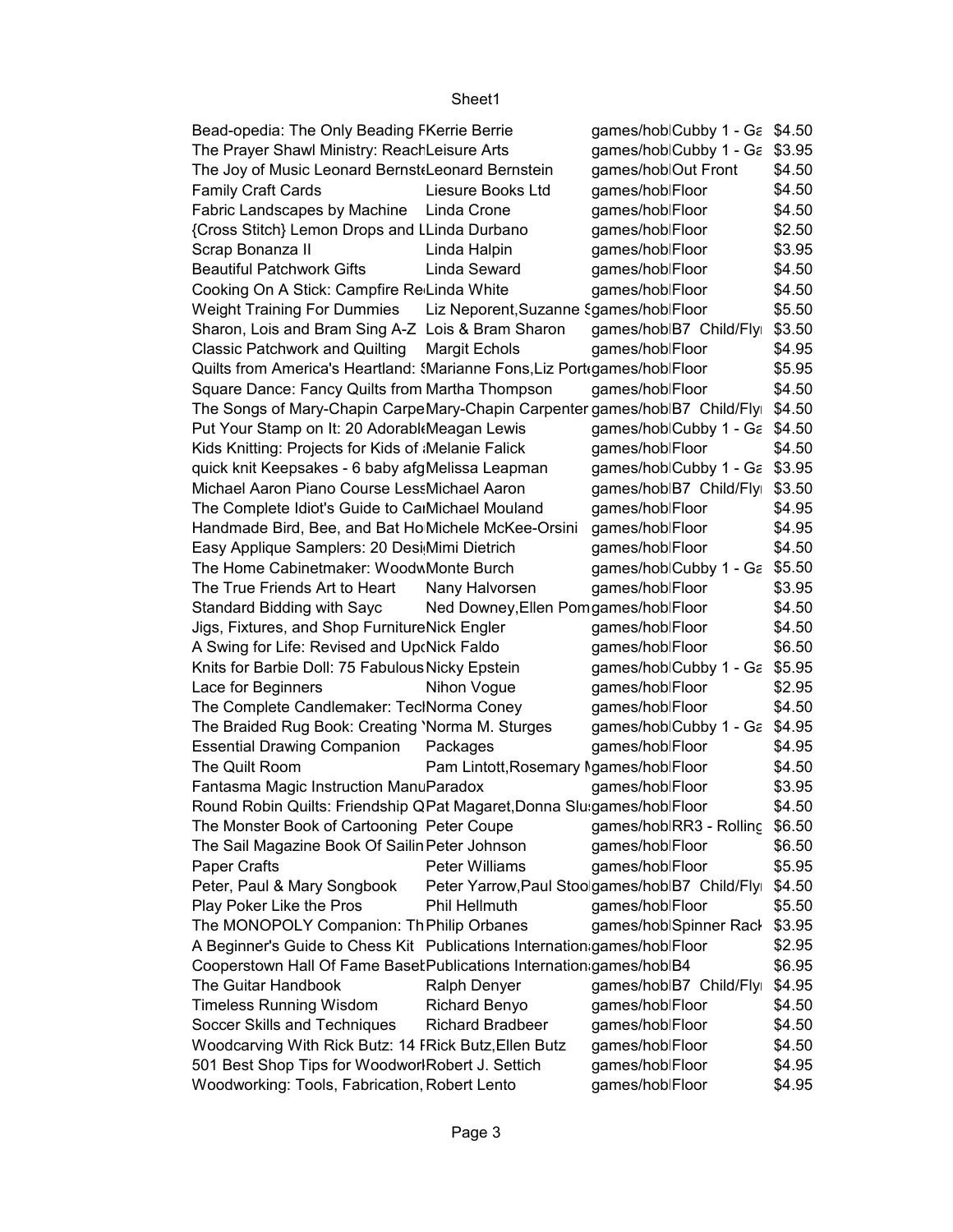| | | | | |
|---|---|---|---|---|
| Bead-opedia: The Only Beading F | Kerrie Berrie | games/hob | Cubby 1 - Ga | $4.50 |
| The Prayer Shawl Ministry: Reach | Leisure Arts | games/hob | Cubby 1 - Ga | $3.95 |
| The Joy of Music Leonard Bernste | Leonard Bernstein | games/hob | Out Front | $4.50 |
| Family Craft Cards | Liesure Books Ltd | games/hob | Floor | $4.50 |
| Fabric Landscapes by Machine | Linda Crone | games/hob | Floor | $4.50 |
| {Cross Stitch} Lemon Drops and L | Linda Durbano | games/hob | Floor | $2.50 |
| Scrap Bonanza II | Linda Halpin | games/hob | Floor | $3.95 |
| Beautiful Patchwork Gifts | Linda Seward | games/hob | Floor | $4.50 |
| Cooking On A Stick: Campfire Re | Linda White | games/hob | Floor | $4.50 |
| Weight Training For Dummies | Liz Neporent,Suzanne S | games/hob | Floor | $5.50 |
| Sharon, Lois and Bram Sing A-Z | Lois & Bram Sharon | games/hob | B7 Child/Fly | $3.50 |
| Classic Patchwork and Quilting | Margit Echols | games/hob | Floor | $4.95 |
| Quilts from America's Heartland: S | Marianne Fons,Liz Port | games/hob | Floor | $5.95 |
| Square Dance: Fancy Quilts from | Martha Thompson | games/hob | Floor | $4.50 |
| The Songs of Mary-Chapin Carpe | Mary-Chapin Carpenter | games/hob | B7 Child/Fly | $4.50 |
| Put Your Stamp on It: 20 Adorabl | Meagan Lewis | games/hob | Cubby 1 - Ga | $4.50 |
| Kids Knitting: Projects for Kids of a | Melanie Falick | games/hob | Floor | $4.50 |
| quick knit Keepsakes - 6 baby afg | Melissa Leapman | games/hob | Cubby 1 - Ga | $3.95 |
| Michael Aaron Piano Course Less | Michael Aaron | games/hob | B7 Child/Fly | $3.50 |
| The Complete Idiot's Guide to Ca | Michael Mouland | games/hob | Floor | $4.95 |
| Handmade Bird, Bee, and Bat Ho | Michele McKee-Orsini | games/hob | Floor | $4.95 |
| Easy Applique Samplers: 20 Desi | Mimi Dietrich | games/hob | Floor | $4.50 |
| The Home Cabinetmaker: Woodw | Monte Burch | games/hob | Cubby 1 - Ga | $5.50 |
| The True Friends Art to Heart | Nany Halvorsen | games/hob | Floor | $3.95 |
| Standard Bidding with Sayc | Ned Downey,Ellen Pom | games/hob | Floor | $4.50 |
| Jigs, Fixtures, and Shop Furniture | Nick Engler | games/hob | Floor | $4.50 |
| A Swing for Life: Revised and Up | Nick Faldo | games/hob | Floor | $6.50 |
| Knits for Barbie Doll: 75 Fabulous | Nicky Epstein | games/hob | Cubby 1 - Ga | $5.95 |
| Lace for Beginners | Nihon Vogue | games/hob | Floor | $2.95 |
| The Complete Candlemaker: Tec | Norma Coney | games/hob | Floor | $4.50 |
| The Braided Rug Book: Creating ' | Norma M. Sturges | games/hob | Cubby 1 - Ga | $4.95 |
| Essential Drawing Companion | Packages | games/hob | Floor | $4.95 |
| The Quilt Room | Pam Lintott,Rosemary M | games/hob | Floor | $4.50 |
| Fantasma Magic Instruction Manu | Paradox | games/hob | Floor | $3.95 |
| Round Robin Quilts: Friendship Q | Pat Magaret,Donna Slu | games/hob | Floor | $4.50 |
| The Monster Book of Cartooning | Peter Coupe | games/hob | RR3 - Rolling | $6.50 |
| The Sail Magazine Book Of Sailin | Peter Johnson | games/hob | Floor | $6.50 |
| Paper Crafts | Peter Williams | games/hob | Floor | $5.95 |
| Peter, Paul & Mary Songbook | Peter Yarrow,Paul Stoo | games/hob | B7 Child/Fly | $4.50 |
| Play Poker Like the Pros | Phil Hellmuth | games/hob | Floor | $5.50 |
| The MONOPOLY Companion: Th | Philip Orbanes | games/hob | Spinner Rack | $3.95 |
| A Beginner's Guide to Chess Kit | Publications Internation | games/hob | Floor | $2.95 |
| Cooperstown Hall Of Fame Base | Publications Internation | games/hob | B4 | $6.95 |
| The Guitar Handbook | Ralph Denyer | games/hob | B7 Child/Fly | $4.95 |
| Timeless Running Wisdom | Richard Benyo | games/hob | Floor | $4.50 |
| Soccer Skills and Techniques | Richard Bradbeer | games/hob | Floor | $4.50 |
| Woodcarving With Rick Butz: 14 F | Rick Butz,Ellen Butz | games/hob | Floor | $4.50 |
| 501 Best Shop Tips for Woodwor | Robert J. Settich | games/hob | Floor | $4.95 |
| Woodworking: Tools, Fabrication, | Robert Lento | games/hob | Floor | $4.95 |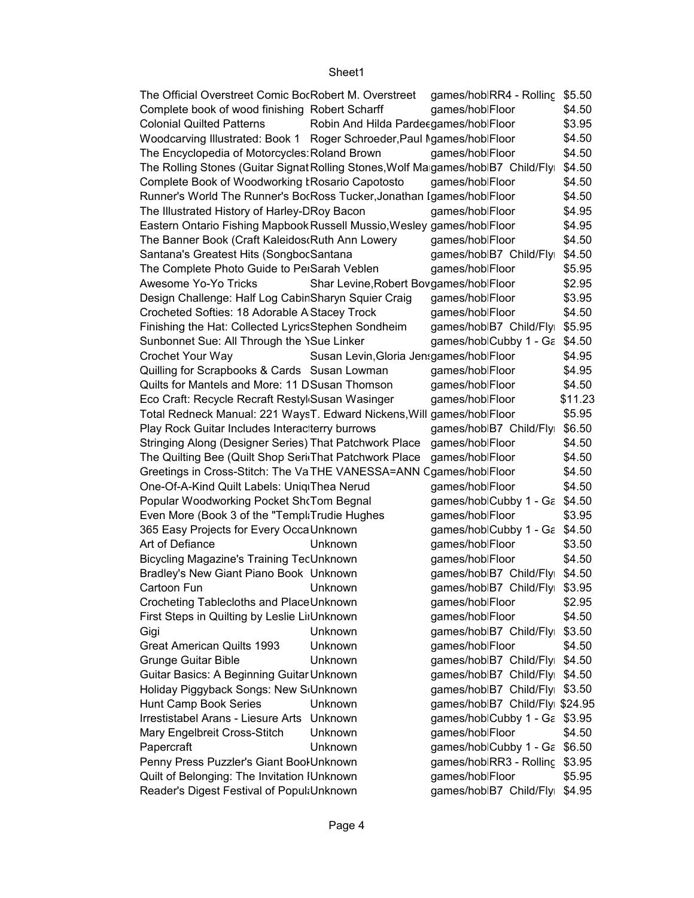| The Official Overstreet Comic Boo | Robert M. Overstreet | games/hob | RR4 - Rolling | $5.50 |
|---|---|---|---|---|
| Complete book of wood finishing | Robert Scharff | games/hob | Floor | $4.50 |
| Colonial Quilted Patterns | Robin And Hilda Pardee | games/hob | Floor | $3.95 |
| Woodcarving Illustrated: Book 1 | Roger Schroeder,Paul M | games/hob | Floor | $4.50 |
| The Encyclopedia of Motorcycles: | Roland Brown | games/hob | Floor | $4.50 |
| The Rolling Stones (Guitar Signat | Rolling Stones,Wolf Ma | games/hob | B7 Child/Fly | $4.50 |
| Complete Book of Woodworking | Rosario Capotosto | games/hob | Floor | $4.50 |
| Runner's World The Runner's Bo | Ross Tucker,Jonathan | games/hob | Floor | $4.50 |
| The Illustrated History of Harley-D | Roy Bacon | games/hob | Floor | $4.95 |
| Eastern Ontario Fishing Mapbook | Russell Mussio,Wesley | games/hob | Floor | $4.95 |
| The Banner Book (Craft Kaleidos | Ruth Ann Lowery | games/hob | Floor | $4.50 |
| Santana's Greatest Hits (Songboo | Santana | games/hob | B7 Child/Fly | $4.50 |
| The Complete Photo Guide to Pe | Sarah Veblen | games/hob | Floor | $5.95 |
| Awesome Yo-Yo Tricks | Shar Levine,Robert Bov | games/hob | Floor | $2.95 |
| Design Challenge: Half Log Cabin | Sharyn Squier Craig | games/hob | Floor | $3.95 |
| Crocheted Softies: 18 Adorable A | Stacey Trock | games/hob | Floor | $4.50 |
| Finishing the Hat: Collected Lyrics | Stephen Sondheim | games/hob | B7 Child/Fly | $5.95 |
| Sunbonnet Sue: All Through the Y | Sue Linker | games/hob | Cubby 1 - Ga | $4.50 |
| Crochet Your Way | Susan Levin,Gloria Jen | games/hob | Floor | $4.95 |
| Quilling for Scrapbooks & Cards | Susan Lowman | games/hob | Floor | $4.95 |
| Quilts for Mantels and More: 11 D | Susan Thomson | games/hob | Floor | $4.50 |
| Eco Craft: Recycle Recraft Restyl | Susan Wasinger | games/hob | Floor | $11.23 |
| Total Redneck Manual: 221 Ways | T. Edward Nickens,Will | games/hob | Floor | $5.95 |
| Play Rock Guitar Includes Interac | terry burrows | games/hob | B7 Child/Fly | $6.50 |
| Stringing Along (Designer Series) | That Patchwork Place | games/hob | Floor | $4.50 |
| The Quilting Bee (Quilt Shop Seri | That Patchwork Place | games/hob | Floor | $4.50 |
| Greetings in Cross-Stitch: The Va | THE VANESSA=ANN C | games/hob | Floor | $4.50 |
| One-Of-A-Kind Quilt Labels: Uniq | Thea Nerud | games/hob | Floor | $4.50 |
| Popular Woodworking Pocket Sho | Tom Begnal | games/hob | Cubby 1 - Ga | $4.50 |
| Even More (Book 3 of the "Templ | Trudie Hughes | games/hob | Floor | $3.95 |
| 365 Easy Projects for Every Occa | Unknown | games/hob | Cubby 1 - Ga | $4.50 |
| Art of Defiance | Unknown | games/hob | Floor | $3.50 |
| Bicycling Magazine's Training Tec | Unknown | games/hob | Floor | $4.50 |
| Bradley's New Giant Piano Book | Unknown | games/hob | B7 Child/Fly | $4.50 |
| Cartoon Fun | Unknown | games/hob | B7 Child/Fly | $3.95 |
| Crocheting Tablecloths and Place | Unknown | games/hob | Floor | $2.95 |
| First Steps in Quilting by Leslie Li | Unknown | games/hob | Floor | $4.50 |
| Gigi | Unknown | games/hob | B7 Child/Fly | $3.50 |
| Great American Quilts 1993 | Unknown | games/hob | Floor | $4.50 |
| Grunge Guitar Bible | Unknown | games/hob | B7 Child/Fly | $4.50 |
| Guitar Basics: A Beginning Guitar | Unknown | games/hob | B7 Child/Fly | $4.50 |
| Holiday Piggyback Songs: New S | Unknown | games/hob | B7 Child/Fly | $3.50 |
| Hunt Camp Book Series | Unknown | games/hob | B7 Child/Fly | $24.95 |
| Irrestistabel Arans - Liesure Arts | Unknown | games/hob | Cubby 1 - Ga | $3.95 |
| Mary Engelbreit Cross-Stitch | Unknown | games/hob | Floor | $4.50 |
| Papercraft | Unknown | games/hob | Cubby 1 - Ga | $6.50 |
| Penny Press Puzzler's Giant Boo | Unknown | games/hob | RR3 - Rolling | $3.95 |
| Quilt of Belonging: The Invitation | Unknown | games/hob | Floor | $5.95 |
| Reader's Digest Festival of Popul | Unknown | games/hob | B7 Child/Fly | $4.95 |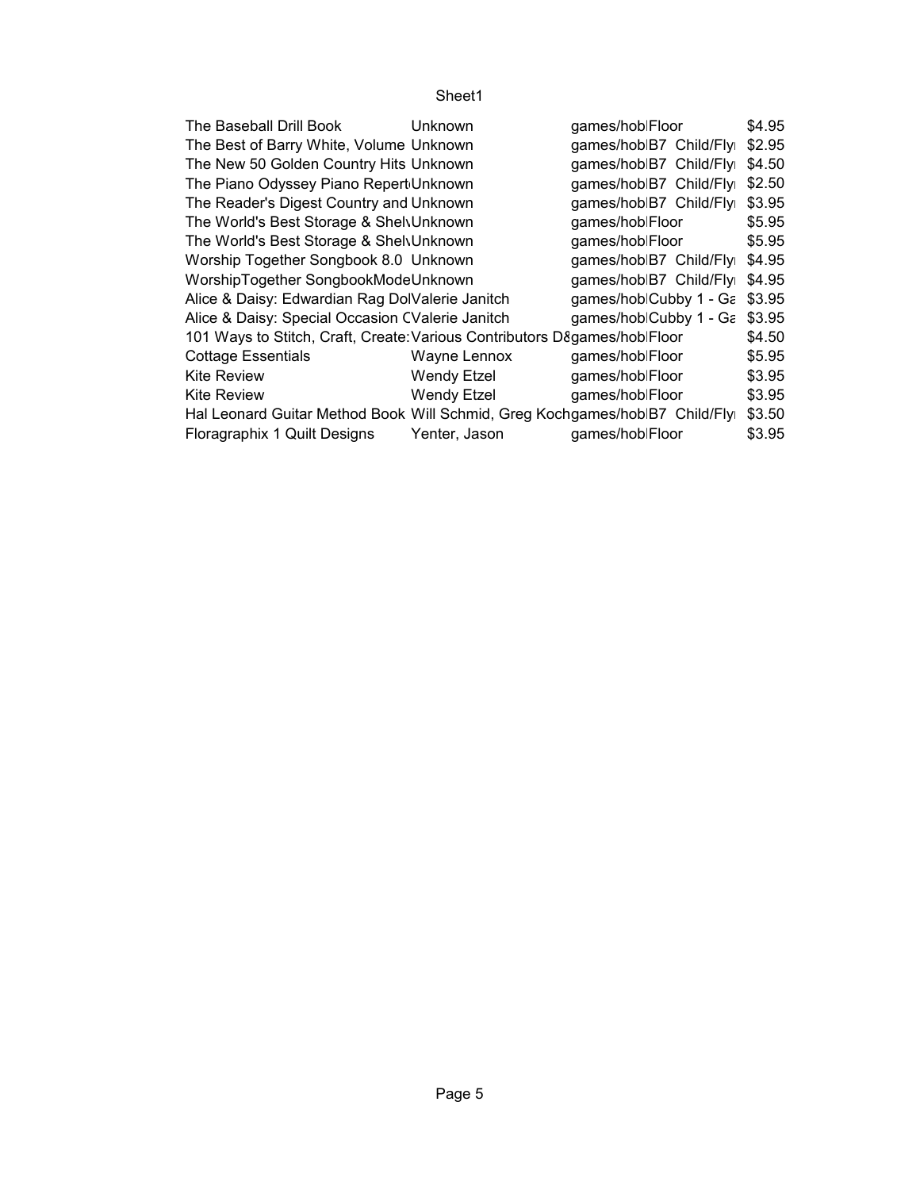| | | | | |
|---|---|---|---|---|
| The Baseball Drill Book | Unknown | games/hob | Floor | $4.95 |
| The Best of Barry White, Volume | Unknown | games/hob | B7 Child/Fly | $2.95 |
| The New 50 Golden Country Hits | Unknown | games/hob | B7 Child/Fly | $4.50 |
| The Piano Odyssey Piano Repert | Unknown | games/hob | B7 Child/Fly | $2.50 |
| The Reader's Digest Country and | Unknown | games/hob | B7 Child/Fly | $3.95 |
| The World's Best Storage & Shel | Unknown | games/hob | Floor | $5.95 |
| The World's Best Storage & Shel | Unknown | games/hob | Floor | $5.95 |
| Worship Together Songbook 8.0 | Unknown | games/hob | B7 Child/Fly | $4.95 |
| WorshipTogether SongbookMode | Unknown | games/hob | B7 Child/Fly | $4.95 |
| Alice & Daisy: Edwardian Rag Dol | Valerie Janitch | games/hob | Cubby 1 - Ga | $3.95 |
| Alice & Daisy: Special Occasion C | Valerie Janitch | games/hob | Cubby 1 - Ga | $3.95 |
| 101 Ways to Stitch, Craft, Create: | Various Contributors D& | games/hob | Floor | $4.50 |
| Cottage Essentials | Wayne Lennox | games/hob | Floor | $5.95 |
| Kite Review | Wendy Etzel | games/hob | Floor | $3.95 |
| Kite Review | Wendy Etzel | games/hob | Floor | $3.95 |
| Hal Leonard Guitar Method Book | Will Schmid, Greg Koch | games/hob | B7 Child/Fly | $3.50 |
| Floragraphix 1 Quilt Designs | Yenter, Jason | games/hob | Floor | $3.95 |